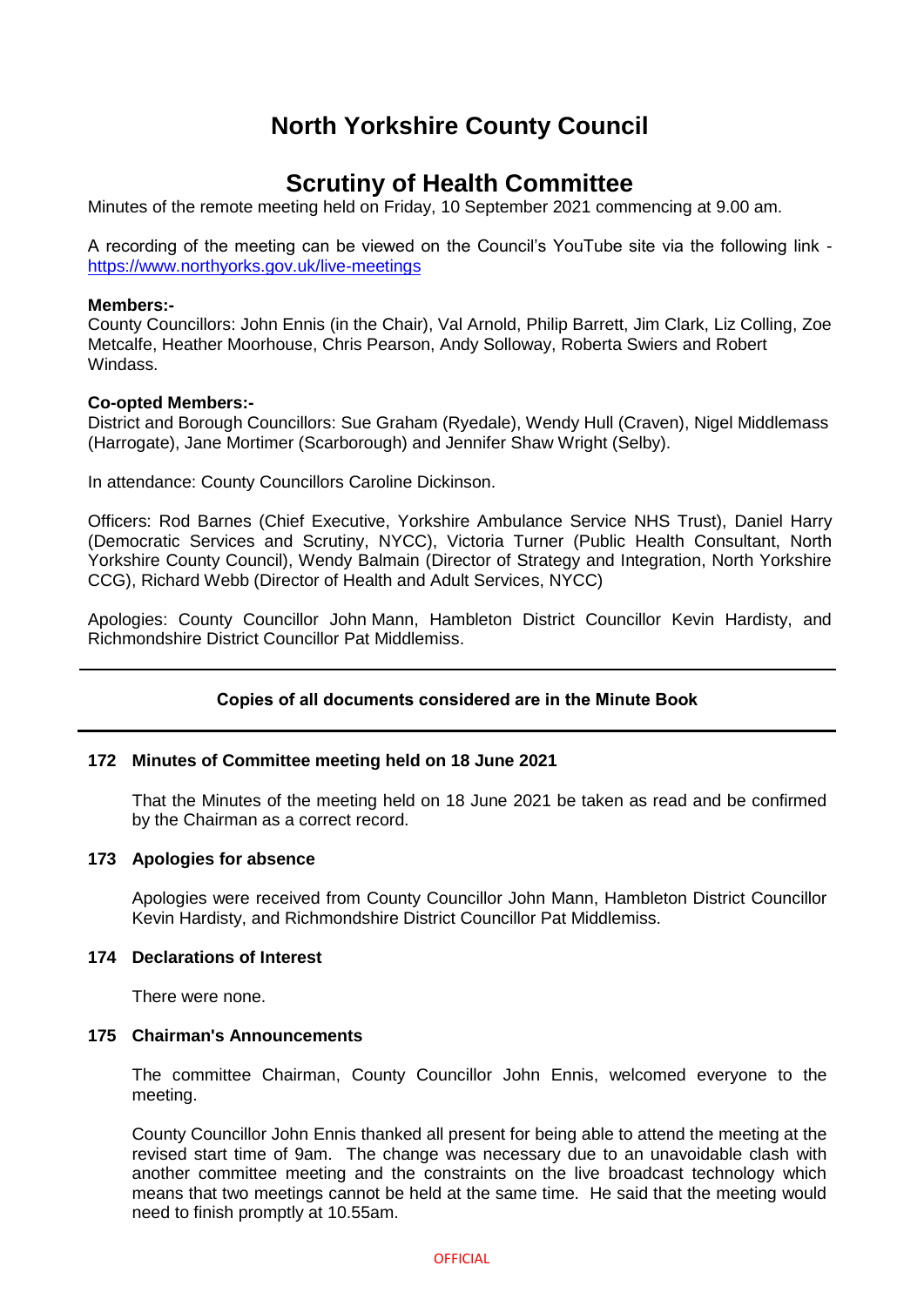# North Yorkshire County Council

## Scrutiny of Health Committee

Minutes of the remote meeting held on Friday, 10 September 2021 commencing at 9.00 am.

A recording of the meeting can be viewed on the Council's YouTube site via the following link - https://www.northyorks.gov.uk/live-meetings

**Members:-**
County Councillors: John Ennis (in the Chair), Val Arnold, Philip Barrett, Jim Clark, Liz Colling, Zoe Metcalfe, Heather Moorhouse, Chris Pearson, Andy Solloway, Roberta Swiers and Robert Windass.

**Co-opted Members:-**
District and Borough Councillors: Sue Graham (Ryedale), Wendy Hull (Craven), Nigel Middlemass (Harrogate), Jane Mortimer (Scarborough) and Jennifer Shaw Wright (Selby).

In attendance: County Councillors Caroline Dickinson.

Officers: Rod Barnes (Chief Executive, Yorkshire Ambulance Service NHS Trust), Daniel Harry (Democratic Services and Scrutiny, NYCC), Victoria Turner (Public Health Consultant, North Yorkshire County Council), Wendy Balmain (Director of Strategy and Integration, North Yorkshire CCG), Richard Webb (Director of Health and Adult Services, NYCC)

Apologies: County Councillor John Mann, Hambleton District Councillor Kevin Hardisty, and Richmondshire District Councillor Pat Middlemiss.

---

**Copies of all documents considered are in the Minute Book**

---

**172 Minutes of Committee meeting held on 18 June 2021**

That the Minutes of the meeting held on 18 June 2021 be taken as read and be confirmed by the Chairman as a correct record.

**173 Apologies for absence**

Apologies were received from County Councillor John Mann, Hambleton District Councillor Kevin Hardisty, and Richmondshire District Councillor Pat Middlemiss.

**174 Declarations of Interest**

There were none.

**175 Chairman's Announcements**

The committee Chairman, County Councillor John Ennis, welcomed everyone to the meeting.

County Councillor John Ennis thanked all present for being able to attend the meeting at the revised start time of 9am. The change was necessary due to an unavoidable clash with another committee meeting and the constraints on the live broadcast technology which means that two meetings cannot be held at the same time. He said that the meeting would need to finish promptly at 10.55am.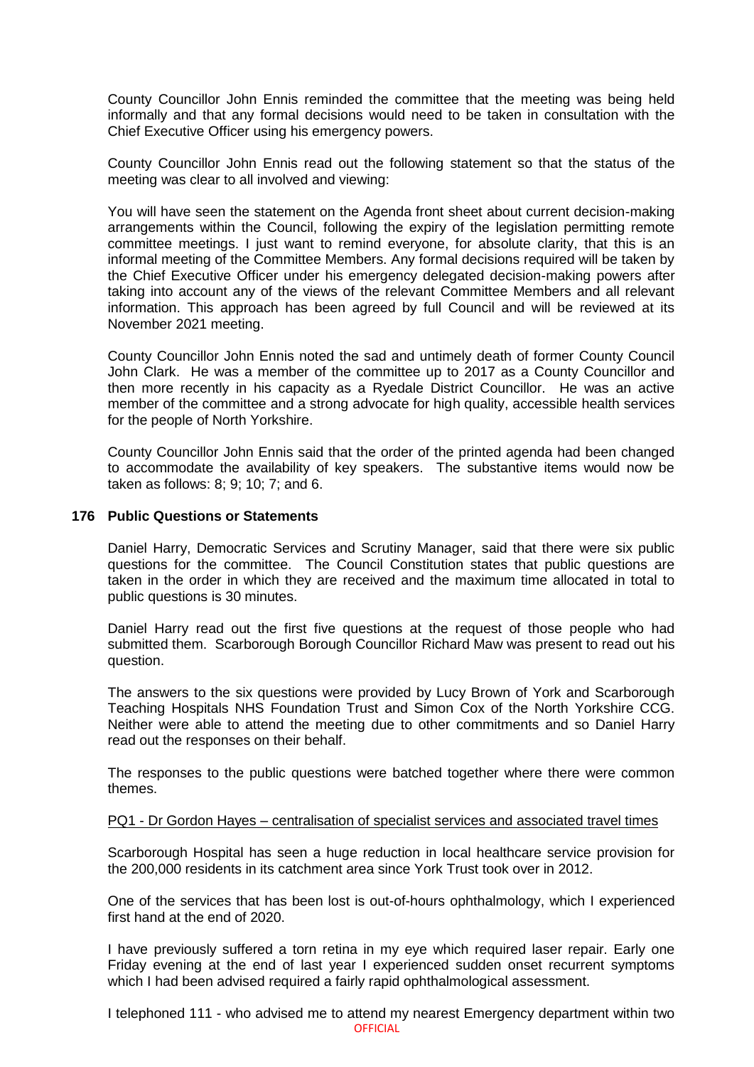County Councillor John Ennis reminded the committee that the meeting was being held informally and that any formal decisions would need to be taken in consultation with the Chief Executive Officer using his emergency powers.

County Councillor John Ennis read out the following statement so that the status of the meeting was clear to all involved and viewing:

You will have seen the statement on the Agenda front sheet about current decision-making arrangements within the Council, following the expiry of the legislation permitting remote committee meetings. I just want to remind everyone, for absolute clarity, that this is an informal meeting of the Committee Members. Any formal decisions required will be taken by the Chief Executive Officer under his emergency delegated decision-making powers after taking into account any of the views of the relevant Committee Members and all relevant information. This approach has been agreed by full Council and will be reviewed at its November 2021 meeting.

County Councillor John Ennis noted the sad and untimely death of former County Council John Clark. He was a member of the committee up to 2017 as a County Councillor and then more recently in his capacity as a Ryedale District Councillor. He was an active member of the committee and a strong advocate for high quality, accessible health services for the people of North Yorkshire.

County Councillor John Ennis said that the order of the printed agenda had been changed to accommodate the availability of key speakers. The substantive items would now be taken as follows: 8; 9; 10; 7; and 6.

**176 Public Questions or Statements**

Daniel Harry, Democratic Services and Scrutiny Manager, said that there were six public questions for the committee. The Council Constitution states that public questions are taken in the order in which they are received and the maximum time allocated in total to public questions is 30 minutes.

Daniel Harry read out the first five questions at the request of those people who had submitted them. Scarborough Borough Councillor Richard Maw was present to read out his question.

The answers to the six questions were provided by Lucy Brown of York and Scarborough Teaching Hospitals NHS Foundation Trust and Simon Cox of the North Yorkshire CCG. Neither were able to attend the meeting due to other commitments and so Daniel Harry read out the responses on their behalf.

The responses to the public questions were batched together where there were common themes.

PQ1 - Dr Gordon Hayes – centralisation of specialist services and associated travel times

Scarborough Hospital has seen a huge reduction in local healthcare service provision for the 200,000 residents in its catchment area since York Trust took over in 2012.

One of the services that has been lost is out-of-hours ophthalmology, which I experienced first hand at the end of 2020.

I have previously suffered a torn retina in my eye which required laser repair. Early one Friday evening at the end of last year I experienced sudden onset recurrent symptoms which I had been advised required a fairly rapid ophthalmological assessment.

I telephoned 111 - who advised me to attend my nearest Emergency department within two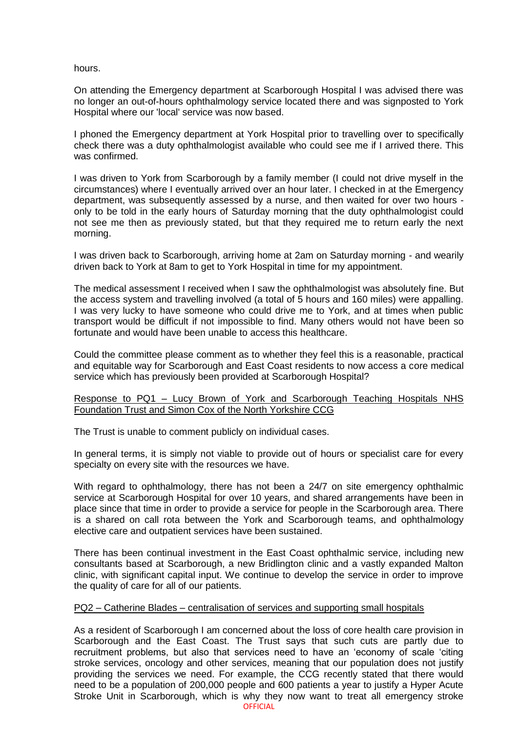hours.

On attending the Emergency department at Scarborough Hospital I was advised there was no longer an out-of-hours ophthalmology service located there and was signposted to York Hospital where our 'local' service was now based.

I phoned the Emergency department at York Hospital prior to travelling over to specifically check there was a duty ophthalmologist available who could see me if I arrived there. This was confirmed.

I was driven to York from Scarborough by a family member (I could not drive myself in the circumstances) where I eventually arrived over an hour later. I checked in at the Emergency department, was subsequently assessed by a nurse, and then waited for over two hours - only to be told in the early hours of Saturday morning that the duty ophthalmologist could not see me then as previously stated, but that they required me to return early the next morning.

I was driven back to Scarborough, arriving home at 2am on Saturday morning - and wearily driven back to York at 8am to get to York Hospital in time for my appointment.

The medical assessment I received when I saw the ophthalmologist was absolutely fine. But the access system and travelling involved (a total of 5 hours and 160 miles) were appalling. I was very lucky to have someone who could drive me to York, and at times when public transport would be difficult if not impossible to find. Many others would not have been so fortunate and would have been unable to access this healthcare.

Could the committee please comment as to whether they feel this is a reasonable, practical and equitable way for Scarborough and East Coast residents to now access a core medical service which has previously been provided at Scarborough Hospital?

Response to PQ1 – Lucy Brown of York and Scarborough Teaching Hospitals NHS Foundation Trust and Simon Cox of the North Yorkshire CCG

The Trust is unable to comment publicly on individual cases.

In general terms, it is simply not viable to provide out of hours or specialist care for every specialty on every site with the resources we have.

With regard to ophthalmology, there has not been a 24/7 on site emergency ophthalmic service at Scarborough Hospital for over 10 years, and shared arrangements have been in place since that time in order to provide a service for people in the Scarborough area. There is a shared on call rota between the York and Scarborough teams, and ophthalmology elective care and outpatient services have been sustained.

There has been continual investment in the East Coast ophthalmic service, including new consultants based at Scarborough, a new Bridlington clinic and a vastly expanded Malton clinic, with significant capital input. We continue to develop the service in order to improve the quality of care for all of our patients.

PQ2 – Catherine Blades – centralisation of services and supporting small hospitals

As a resident of Scarborough I am concerned about the loss of core health care provision in Scarborough and the East Coast. The Trust says that such cuts are partly due to recruitment problems, but also that services need to have an 'economy of scale 'citing stroke services, oncology and other services, meaning that our population does not justify providing the services we need. For example, the CCG recently stated that there would need to be a population of 200,000 people and 600 patients a year to justify a Hyper Acute Stroke Unit in Scarborough, which is why they now want to treat all emergency stroke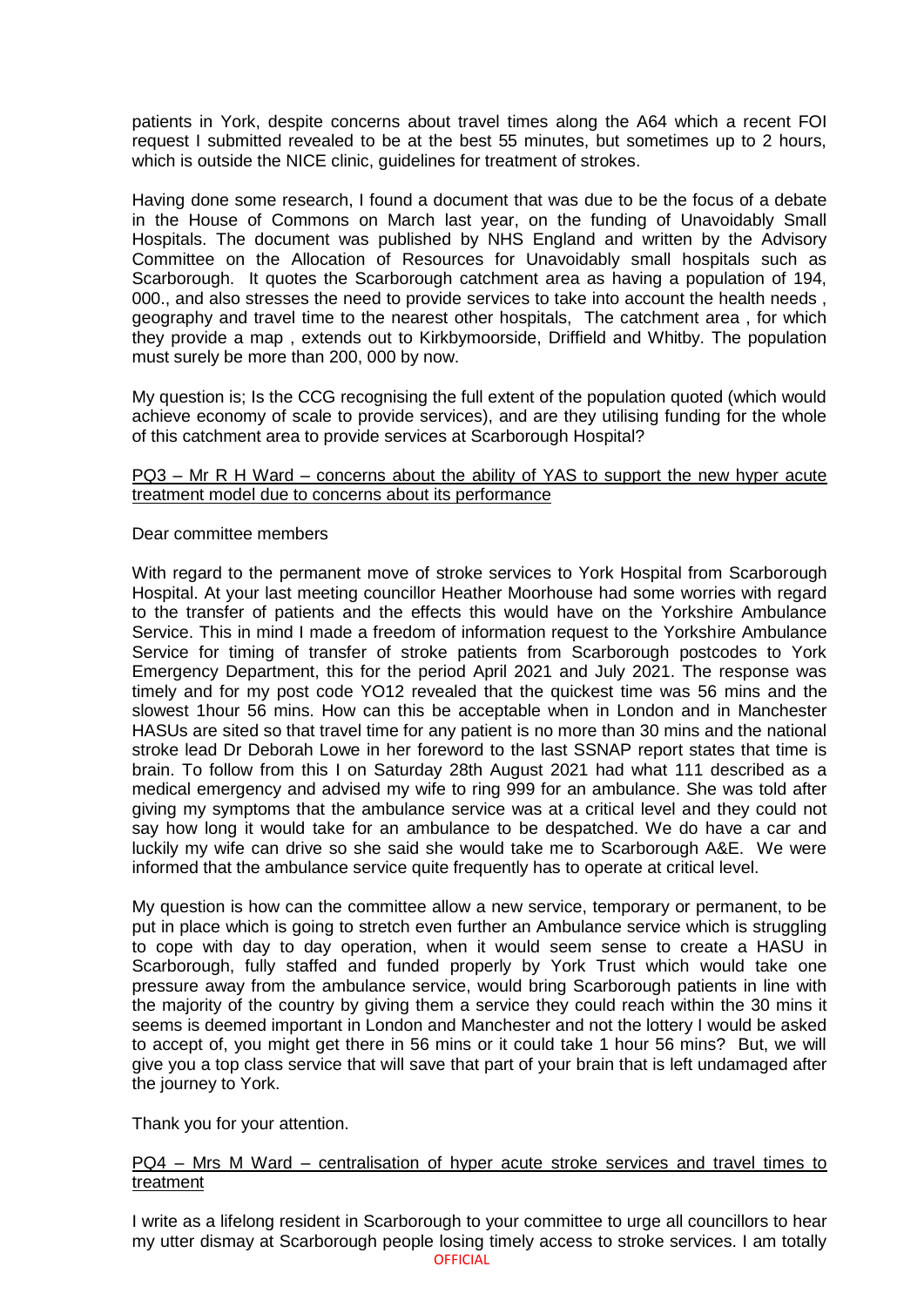patients in York, despite concerns about travel times along the A64 which a recent FOI request I submitted revealed to be at the best 55 minutes, but sometimes up to 2 hours, which is outside the NICE clinic, guidelines for treatment of strokes.

Having done some research, I found a document that was due to be the focus of a debate in the House of Commons on March last year, on the funding of Unavoidably Small Hospitals. The document was published by NHS England and written by the Advisory Committee on the Allocation of Resources for Unavoidably small hospitals such as Scarborough. It quotes the Scarborough catchment area as having a population of 194, 000., and also stresses the need to provide services to take into account the health needs , geography and travel time to the nearest other hospitals, The catchment area , for which they provide a map , extends out to Kirkbymoorside, Driffield and Whitby. The population must surely be more than 200, 000 by now.

My question is; Is the CCG recognising the full extent of the population quoted (which would achieve economy of scale to provide services), and are they utilising funding for the whole of this catchment area to provide services at Scarborough Hospital?

<u>PQ3 – Mr R H Ward – concerns about the ability of YAS to support the new hyper acute treatment model due to concerns about its performance</u>

Dear committee members

With regard to the permanent move of stroke services to York Hospital from Scarborough Hospital. At your last meeting councillor Heather Moorhouse had some worries with regard to the transfer of patients and the effects this would have on the Yorkshire Ambulance Service. This in mind I made a freedom of information request to the Yorkshire Ambulance Service for timing of transfer of stroke patients from Scarborough postcodes to York Emergency Department, this for the period April 2021 and July 2021. The response was timely and for my post code YO12 revealed that the quickest time was 56 mins and the slowest 1hour 56 mins. How can this be acceptable when in London and in Manchester HASUs are sited so that travel time for any patient is no more than 30 mins and the national stroke lead Dr Deborah Lowe in her foreword to the last SSNAP report states that time is brain. To follow from this I on Saturday 28th August 2021 had what 111 described as a medical emergency and advised my wife to ring 999 for an ambulance. She was told after giving my symptoms that the ambulance service was at a critical level and they could not say how long it would take for an ambulance to be despatched. We do have a car and luckily my wife can drive so she said she would take me to Scarborough A&E. We were informed that the ambulance service quite frequently has to operate at critical level.

My question is how can the committee allow a new service, temporary or permanent, to be put in place which is going to stretch even further an Ambulance service which is struggling to cope with day to day operation, when it would seem sense to create a HASU in Scarborough, fully staffed and funded properly by York Trust which would take one pressure away from the ambulance service, would bring Scarborough patients in line with the majority of the country by giving them a service they could reach within the 30 mins it seems is deemed important in London and Manchester and not the lottery I would be asked to accept of, you might get there in 56 mins or it could take 1 hour 56 mins? But, we will give you a top class service that will save that part of your brain that is left undamaged after the journey to York.

Thank you for your attention.

<u>PQ4 – Mrs M Ward – centralisation of hyper acute stroke services and travel times to treatment</u>

I write as a lifelong resident in Scarborough to your committee to urge all councillors to hear my utter dismay at Scarborough people losing timely access to stroke services. I am totally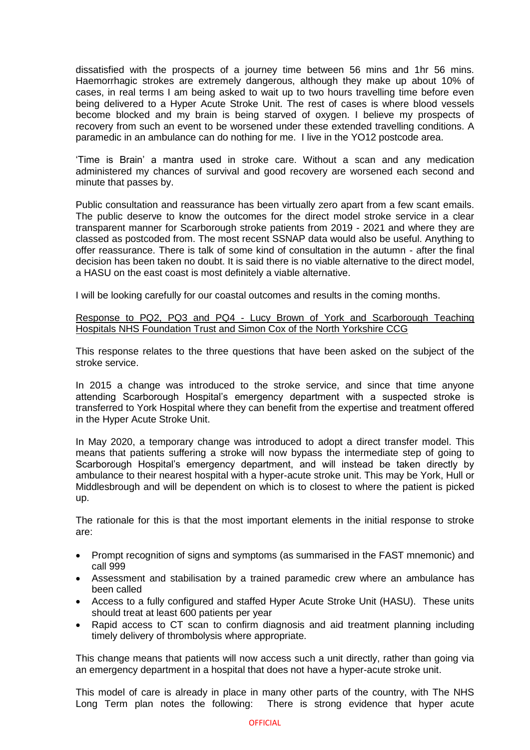dissatisfied with the prospects of a journey time between 56 mins and 1hr 56 mins. Haemorrhagic strokes are extremely dangerous, although they make up about 10% of cases, in real terms I am being asked to wait up to two hours travelling time before even being delivered to a Hyper Acute Stroke Unit. The rest of cases is where blood vessels become blocked and my brain is being starved of oxygen. I believe my prospects of recovery from such an event to be worsened under these extended travelling conditions. A paramedic in an ambulance can do nothing for me. I live in the YO12 postcode area.

'Time is Brain' a mantra used in stroke care. Without a scan and any medication administered my chances of survival and good recovery are worsened each second and minute that passes by.

Public consultation and reassurance has been virtually zero apart from a few scant emails. The public deserve to know the outcomes for the direct model stroke service in a clear transparent manner for Scarborough stroke patients from 2019 - 2021 and where they are classed as postcoded from. The most recent SSNAP data would also be useful. Anything to offer reassurance. There is talk of some kind of consultation in the autumn - after the final decision has been taken no doubt. It is said there is no viable alternative to the direct model, a HASU on the east coast is most definitely a viable alternative.

I will be looking carefully for our coastal outcomes and results in the coming months.

<u>Response to PQ2, PQ3 and PQ4 - Lucy Brown of York and Scarborough Teaching Hospitals NHS Foundation Trust and Simon Cox of the North Yorkshire CCG</u>

This response relates to the three questions that have been asked on the subject of the stroke service.

In 2015 a change was introduced to the stroke service, and since that time anyone attending Scarborough Hospital's emergency department with a suspected stroke is transferred to York Hospital where they can benefit from the expertise and treatment offered in the Hyper Acute Stroke Unit.

In May 2020, a temporary change was introduced to adopt a direct transfer model. This means that patients suffering a stroke will now bypass the intermediate step of going to Scarborough Hospital's emergency department, and will instead be taken directly by ambulance to their nearest hospital with a hyper-acute stroke unit. This may be York, Hull or Middlesbrough and will be dependent on which is to closest to where the patient is picked up.

The rationale for this is that the most important elements in the initial response to stroke are:

- Prompt recognition of signs and symptoms (as summarised in the FAST mnemonic) and call 999
- Assessment and stabilisation by a trained paramedic crew where an ambulance has been called
- Access to a fully configured and staffed Hyper Acute Stroke Unit (HASU). These units should treat at least 600 patients per year
- Rapid access to CT scan to confirm diagnosis and aid treatment planning including timely delivery of thrombolysis where appropriate.

This change means that patients will now access such a unit directly, rather than going via an emergency department in a hospital that does not have a hyper-acute stroke unit.

This model of care is already in place in many other parts of the country, with The NHS Long Term plan notes the following: There is strong evidence that hyper acute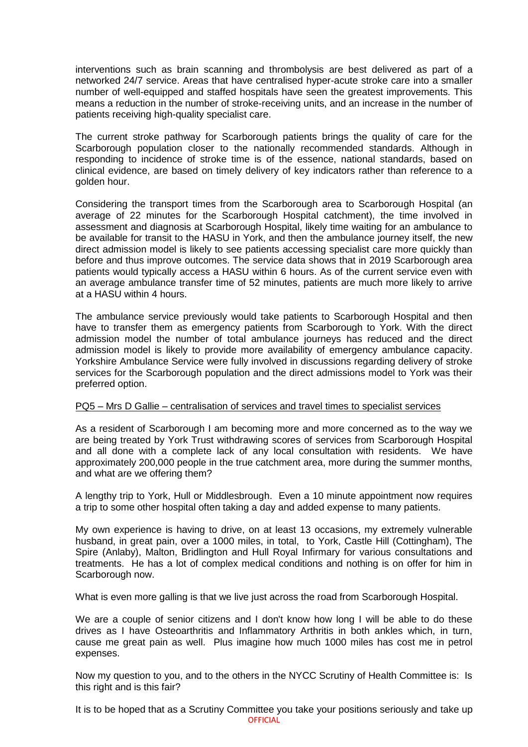interventions such as brain scanning and thrombolysis are best delivered as part of a networked 24/7 service. Areas that have centralised hyper-acute stroke care into a smaller number of well-equipped and staffed hospitals have seen the greatest improvements. This means a reduction in the number of stroke-receiving units, and an increase in the number of patients receiving high-quality specialist care.

The current stroke pathway for Scarborough patients brings the quality of care for the Scarborough population closer to the nationally recommended standards. Although in responding to incidence of stroke time is of the essence, national standards, based on clinical evidence, are based on timely delivery of key indicators rather than reference to a golden hour.

Considering the transport times from the Scarborough area to Scarborough Hospital (an average of 22 minutes for the Scarborough Hospital catchment), the time involved in assessment and diagnosis at Scarborough Hospital, likely time waiting for an ambulance to be available for transit to the HASU in York, and then the ambulance journey itself, the new direct admission model is likely to see patients accessing specialist care more quickly than before and thus improve outcomes. The service data shows that in 2019 Scarborough area patients would typically access a HASU within 6 hours. As of the current service even with an average ambulance transfer time of 52 minutes, patients are much more likely to arrive at a HASU within 4 hours.

The ambulance service previously would take patients to Scarborough Hospital and then have to transfer them as emergency patients from Scarborough to York. With the direct admission model the number of total ambulance journeys has reduced and the direct admission model is likely to provide more availability of emergency ambulance capacity. Yorkshire Ambulance Service were fully involved in discussions regarding delivery of stroke services for the Scarborough population and the direct admissions model to York was their preferred option.

PQ5 – Mrs D Gallie – centralisation of services and travel times to specialist services

As a resident of Scarborough I am becoming more and more concerned as to the way we are being treated by York Trust withdrawing scores of services from Scarborough Hospital and all done with a complete lack of any local consultation with residents. We have approximately 200,000 people in the true catchment area, more during the summer months, and what are we offering them?

A lengthy trip to York, Hull or Middlesbrough. Even a 10 minute appointment now requires a trip to some other hospital often taking a day and added expense to many patients.

My own experience is having to drive, on at least 13 occasions, my extremely vulnerable husband, in great pain, over a 1000 miles, in total, to York, Castle Hill (Cottingham), The Spire (Anlaby), Malton, Bridlington and Hull Royal Infirmary for various consultations and treatments. He has a lot of complex medical conditions and nothing is on offer for him in Scarborough now.

What is even more galling is that we live just across the road from Scarborough Hospital.

We are a couple of senior citizens and I don't know how long I will be able to do these drives as I have Osteoarthritis and Inflammatory Arthritis in both ankles which, in turn, cause me great pain as well. Plus imagine how much 1000 miles has cost me in petrol expenses.

Now my question to you, and to the others in the NYCC Scrutiny of Health Committee is: Is this right and is this fair?

It is to be hoped that as a Scrutiny Committee you take your positions seriously and take up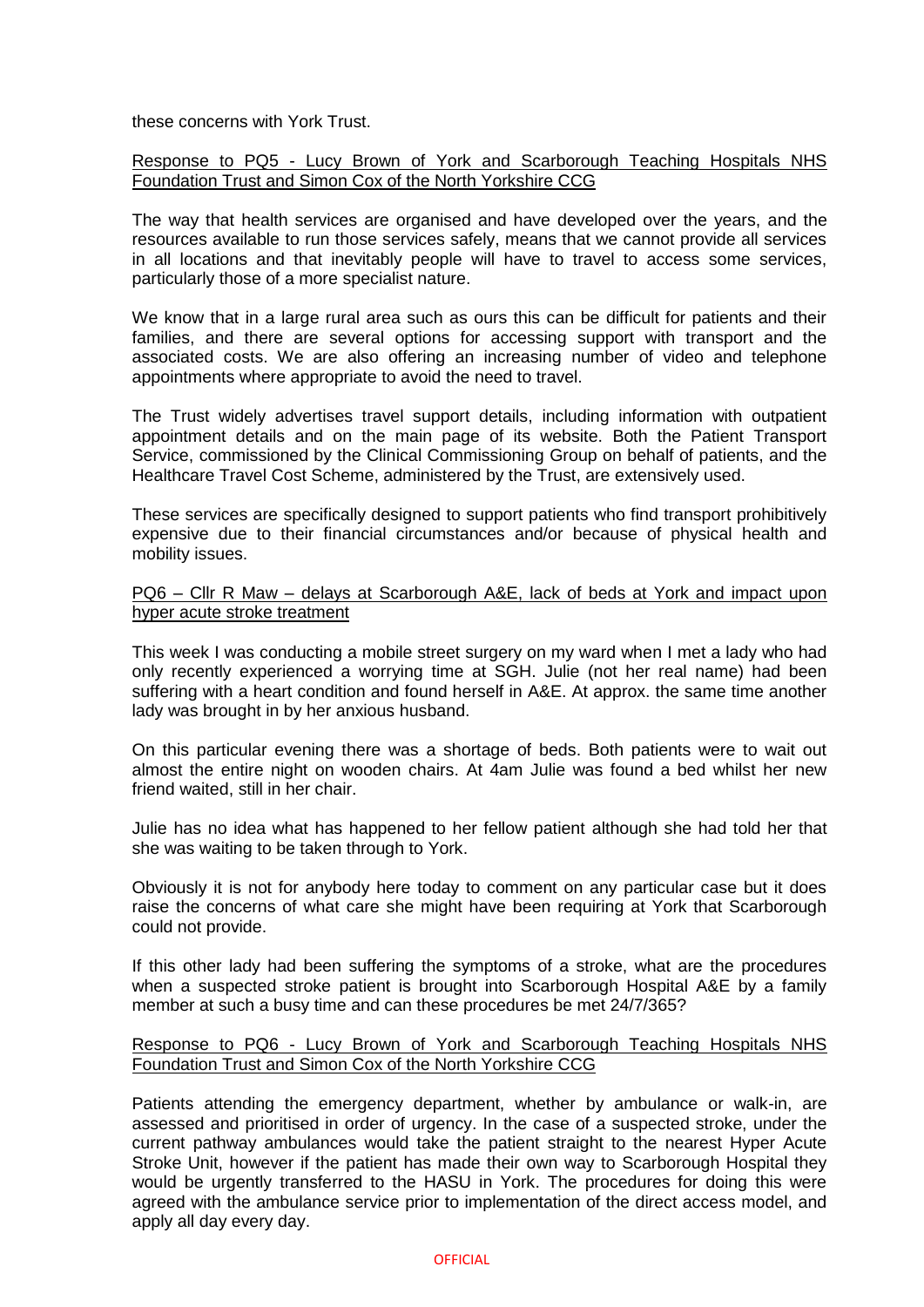these concerns with York Trust.

Response to PQ5 - Lucy Brown of York and Scarborough Teaching Hospitals NHS Foundation Trust and Simon Cox of the North Yorkshire CCG

The way that health services are organised and have developed over the years, and the resources available to run those services safely, means that we cannot provide all services in all locations and that inevitably people will have to travel to access some services, particularly those of a more specialist nature.

We know that in a large rural area such as ours this can be difficult for patients and their families, and there are several options for accessing support with transport and the associated costs. We are also offering an increasing number of video and telephone appointments where appropriate to avoid the need to travel.

The Trust widely advertises travel support details, including information with outpatient appointment details and on the main page of its website. Both the Patient Transport Service, commissioned by the Clinical Commissioning Group on behalf of patients, and the Healthcare Travel Cost Scheme, administered by the Trust, are extensively used.

These services are specifically designed to support patients who find transport prohibitively expensive due to their financial circumstances and/or because of physical health and mobility issues.

PQ6 – Cllr R Maw – delays at Scarborough A&E, lack of beds at York and impact upon hyper acute stroke treatment

This week I was conducting a mobile street surgery on my ward when I met a lady who had only recently experienced a worrying time at SGH. Julie (not her real name) had been suffering with a heart condition and found herself in A&E. At approx. the same time another lady was brought in by her anxious husband.

On this particular evening there was a shortage of beds. Both patients were to wait out almost the entire night on wooden chairs. At 4am Julie was found a bed whilst her new friend waited, still in her chair.

Julie has no idea what has happened to her fellow patient although she had told her that she was waiting to be taken through to York.

Obviously it is not for anybody here today to comment on any particular case but it does raise the concerns of what care she might have been requiring at York that Scarborough could not provide.

If this other lady had been suffering the symptoms of a stroke, what are the procedures when a suspected stroke patient is brought into Scarborough Hospital A&E by a family member at such a busy time and can these procedures be met 24/7/365?

Response to PQ6 - Lucy Brown of York and Scarborough Teaching Hospitals NHS Foundation Trust and Simon Cox of the North Yorkshire CCG

Patients attending the emergency department, whether by ambulance or walk-in, are assessed and prioritised in order of urgency. In the case of a suspected stroke, under the current pathway ambulances would take the patient straight to the nearest Hyper Acute Stroke Unit, however if the patient has made their own way to Scarborough Hospital they would be urgently transferred to the HASU in York. The procedures for doing this were agreed with the ambulance service prior to implementation of the direct access model, and apply all day every day.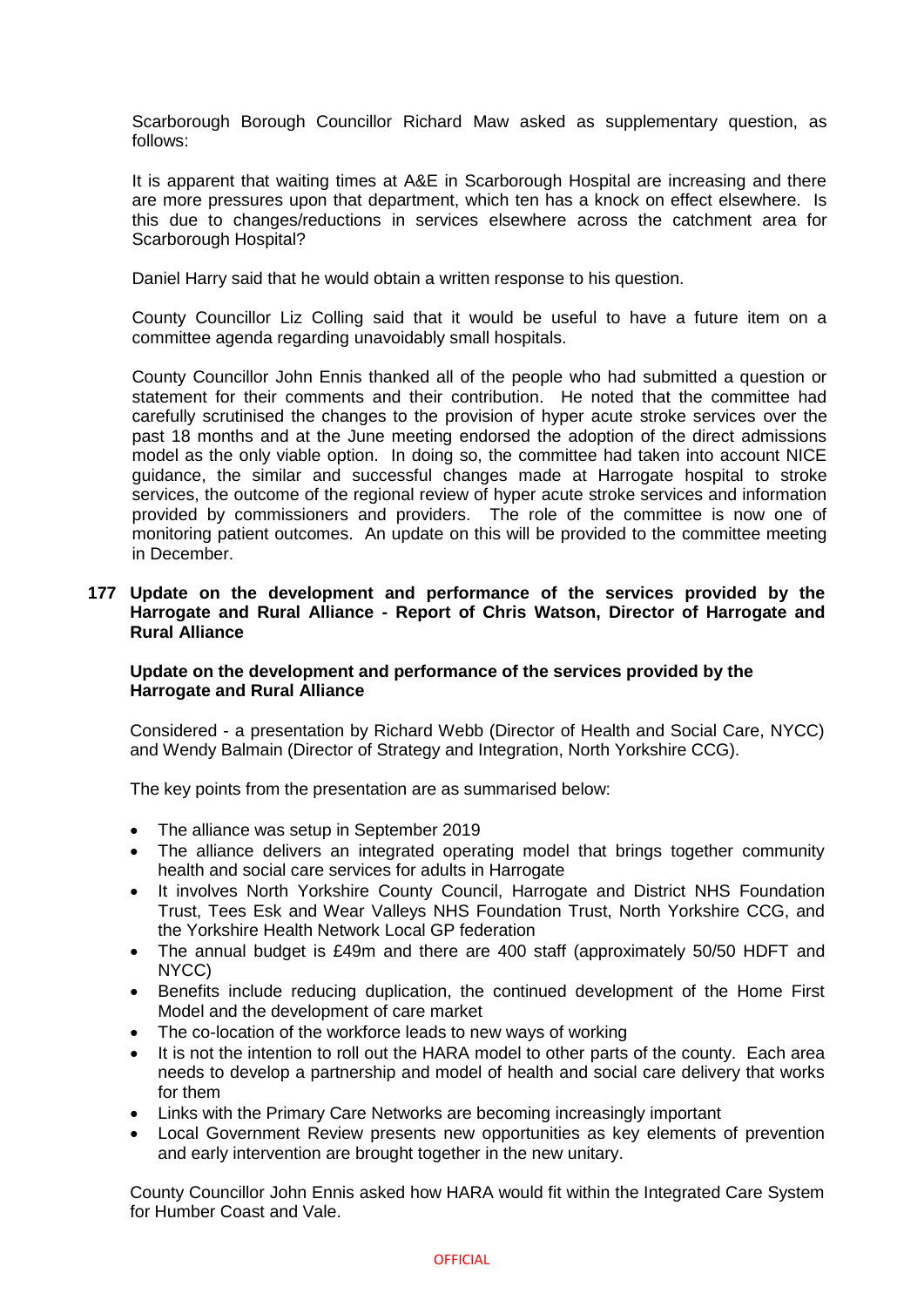Scarborough Borough Councillor Richard Maw asked as supplementary question, as follows:

It is apparent that waiting times at A&E in Scarborough Hospital are increasing and there are more pressures upon that department, which ten has a knock on effect elsewhere. Is this due to changes/reductions in services elsewhere across the catchment area for Scarborough Hospital?

Daniel Harry said that he would obtain a written response to his question.

County Councillor Liz Colling said that it would be useful to have a future item on a committee agenda regarding unavoidably small hospitals.

County Councillor John Ennis thanked all of the people who had submitted a question or statement for their comments and their contribution. He noted that the committee had carefully scrutinised the changes to the provision of hyper acute stroke services over the past 18 months and at the June meeting endorsed the adoption of the direct admissions model as the only viable option. In doing so, the committee had taken into account NICE guidance, the similar and successful changes made at Harrogate hospital to stroke services, the outcome of the regional review of hyper acute stroke services and information provided by commissioners and providers. The role of the committee is now one of monitoring patient outcomes. An update on this will be provided to the committee meeting in December.

**177 Update on the development and performance of the services provided by the Harrogate and Rural Alliance - Report of Chris Watson, Director of Harrogate and Rural Alliance**

**Update on the development and performance of the services provided by the Harrogate and Rural Alliance**

Considered - a presentation by Richard Webb (Director of Health and Social Care, NYCC) and Wendy Balmain (Director of Strategy and Integration, North Yorkshire CCG).

The key points from the presentation are as summarised below:

- The alliance was setup in September 2019
- The alliance delivers an integrated operating model that brings together community health and social care services for adults in Harrogate
- It involves North Yorkshire County Council, Harrogate and District NHS Foundation Trust, Tees Esk and Wear Valleys NHS Foundation Trust, North Yorkshire CCG, and the Yorkshire Health Network Local GP federation
- The annual budget is £49m and there are 400 staff (approximately 50/50 HDFT and NYCC)
- Benefits include reducing duplication, the continued development of the Home First Model and the development of care market
- The co-location of the workforce leads to new ways of working
- It is not the intention to roll out the HARA model to other parts of the county. Each area needs to develop a partnership and model of health and social care delivery that works for them
- Links with the Primary Care Networks are becoming increasingly important
- Local Government Review presents new opportunities as key elements of prevention and early intervention are brought together in the new unitary.

County Councillor John Ennis asked how HARA would fit within the Integrated Care System for Humber Coast and Vale.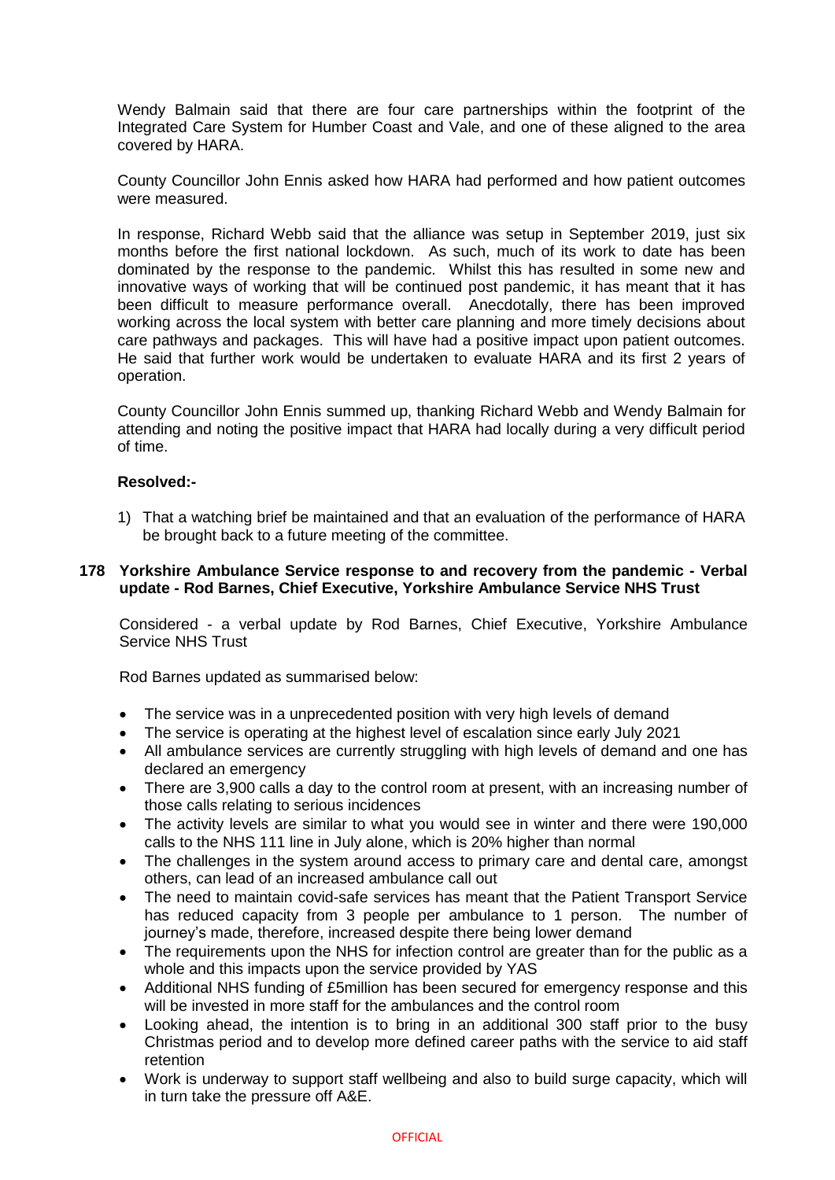Wendy Balmain said that there are four care partnerships within the footprint of the Integrated Care System for Humber Coast and Vale, and one of these aligned to the area covered by HARA.

County Councillor John Ennis asked how HARA had performed and how patient outcomes were measured.

In response, Richard Webb said that the alliance was setup in September 2019, just six months before the first national lockdown. As such, much of its work to date has been dominated by the response to the pandemic. Whilst this has resulted in some new and innovative ways of working that will be continued post pandemic, it has meant that it has been difficult to measure performance overall. Anecdotally, there has been improved working across the local system with better care planning and more timely decisions about care pathways and packages. This will have had a positive impact upon patient outcomes. He said that further work would be undertaken to evaluate HARA and its first 2 years of operation.

County Councillor John Ennis summed up, thanking Richard Webb and Wendy Balmain for attending and noting the positive impact that HARA had locally during a very difficult period of time.

**Resolved:-**

1) That a watching brief be maintained and that an evaluation of the performance of HARA be brought back to a future meeting of the committee.

**178 Yorkshire Ambulance Service response to and recovery from the pandemic - Verbal update - Rod Barnes, Chief Executive, Yorkshire Ambulance Service NHS Trust**

Considered - a verbal update by Rod Barnes, Chief Executive, Yorkshire Ambulance Service NHS Trust

Rod Barnes updated as summarised below:

- The service was in a unprecedented position with very high levels of demand
- The service is operating at the highest level of escalation since early July 2021
- All ambulance services are currently struggling with high levels of demand and one has declared an emergency
- There are 3,900 calls a day to the control room at present, with an increasing number of those calls relating to serious incidences
- The activity levels are similar to what you would see in winter and there were 190,000 calls to the NHS 111 line in July alone, which is 20% higher than normal
- The challenges in the system around access to primary care and dental care, amongst others, can lead of an increased ambulance call out
- The need to maintain covid-safe services has meant that the Patient Transport Service has reduced capacity from 3 people per ambulance to 1 person. The number of journey's made, therefore, increased despite there being lower demand
- The requirements upon the NHS for infection control are greater than for the public as a whole and this impacts upon the service provided by YAS
- Additional NHS funding of £5million has been secured for emergency response and this will be invested in more staff for the ambulances and the control room
- Looking ahead, the intention is to bring in an additional 300 staff prior to the busy Christmas period and to develop more defined career paths with the service to aid staff retention
- Work is underway to support staff wellbeing and also to build surge capacity, which will in turn take the pressure off A&E.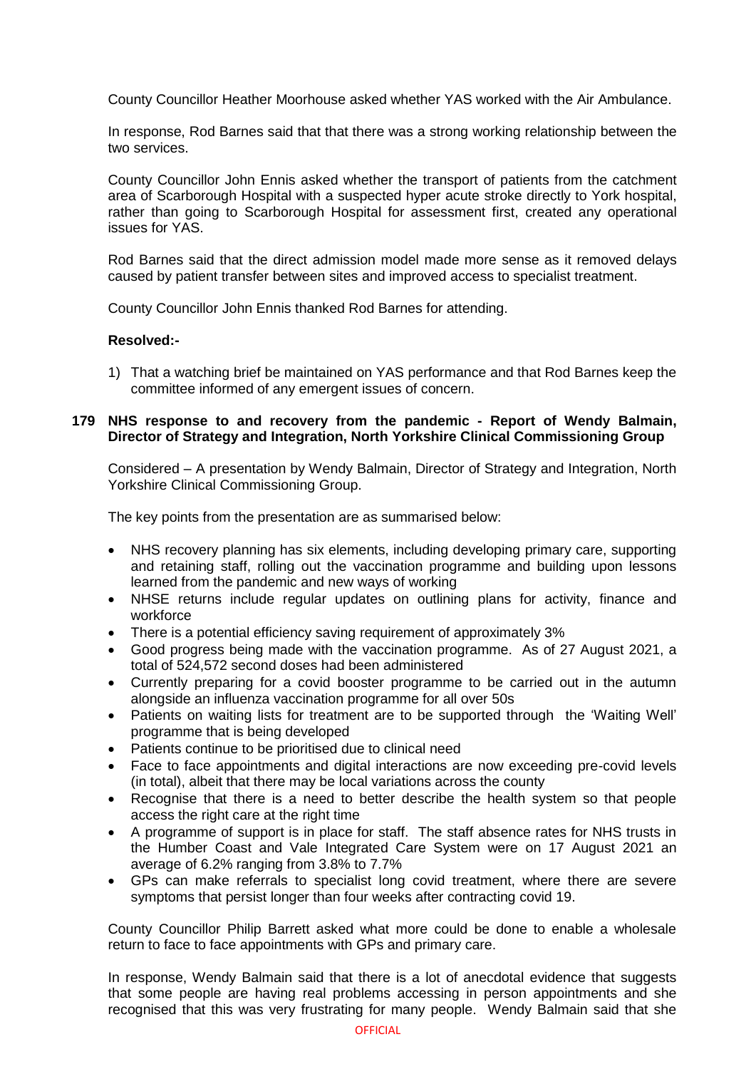County Councillor Heather Moorhouse asked whether YAS worked with the Air Ambulance.

In response, Rod Barnes said that that there was a strong working relationship between the two services.

County Councillor John Ennis asked whether the transport of patients from the catchment area of Scarborough Hospital with a suspected hyper acute stroke directly to York hospital, rather than going to Scarborough Hospital for assessment first, created any operational issues for YAS.

Rod Barnes said that the direct admission model made more sense as it removed delays caused by patient transfer between sites and improved access to specialist treatment.

County Councillor John Ennis thanked Rod Barnes for attending.

**Resolved:-**

1) That a watching brief be maintained on YAS performance and that Rod Barnes keep the committee informed of any emergent issues of concern.

**179 NHS response to and recovery from the pandemic - Report of Wendy Balmain, Director of Strategy and Integration, North Yorkshire Clinical Commissioning Group**

Considered – A presentation by Wendy Balmain, Director of Strategy and Integration, North Yorkshire Clinical Commissioning Group.

The key points from the presentation are as summarised below:

- NHS recovery planning has six elements, including developing primary care, supporting and retaining staff, rolling out the vaccination programme and building upon lessons learned from the pandemic and new ways of working
- NHSE returns include regular updates on outlining plans for activity, finance and workforce
- There is a potential efficiency saving requirement of approximately 3%
- Good progress being made with the vaccination programme. As of 27 August 2021, a total of 524,572 second doses had been administered
- Currently preparing for a covid booster programme to be carried out in the autumn alongside an influenza vaccination programme for all over 50s
- Patients on waiting lists for treatment are to be supported through the 'Waiting Well' programme that is being developed
- Patients continue to be prioritised due to clinical need
- Face to face appointments and digital interactions are now exceeding pre-covid levels (in total), albeit that there may be local variations across the county
- Recognise that there is a need to better describe the health system so that people access the right care at the right time
- A programme of support is in place for staff. The staff absence rates for NHS trusts in the Humber Coast and Vale Integrated Care System were on 17 August 2021 an average of 6.2% ranging from 3.8% to 7.7%
- GPs can make referrals to specialist long covid treatment, where there are severe symptoms that persist longer than four weeks after contracting covid 19.

County Councillor Philip Barrett asked what more could be done to enable a wholesale return to face to face appointments with GPs and primary care.

In response, Wendy Balmain said that there is a lot of anecdotal evidence that suggests that some people are having real problems accessing in person appointments and she recognised that this was very frustrating for many people. Wendy Balmain said that she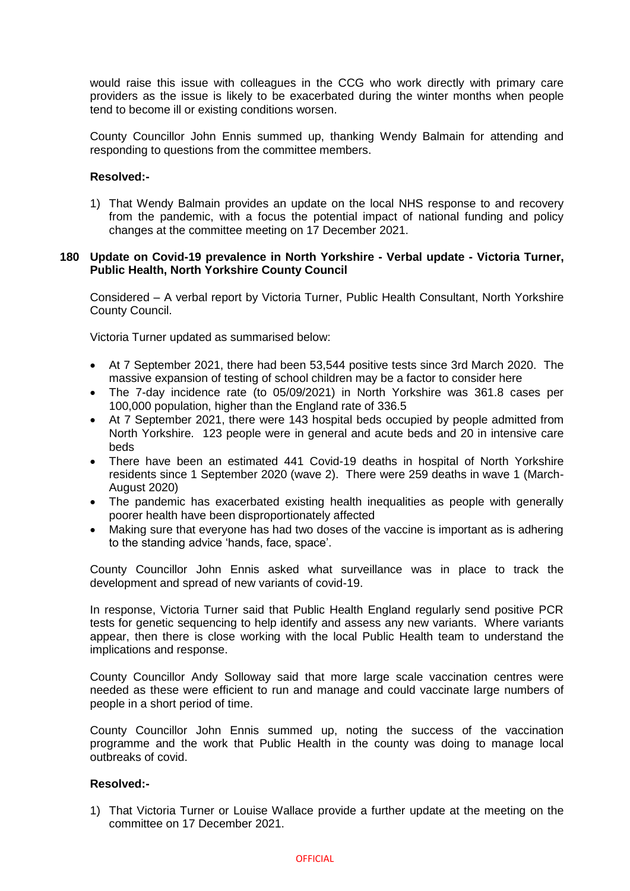would raise this issue with colleagues in the CCG who work directly with primary care providers as the issue is likely to be exacerbated during the winter months when people tend to become ill or existing conditions worsen.

County Councillor John Ennis summed up, thanking Wendy Balmain for attending and responding to questions from the committee members.

**Resolved:-**

1) That Wendy Balmain provides an update on the local NHS response to and recovery from the pandemic, with a focus the potential impact of national funding and policy changes at the committee meeting on 17 December 2021.

**180 Update on Covid-19 prevalence in North Yorkshire - Verbal update - Victoria Turner, Public Health, North Yorkshire County Council**

Considered – A verbal report by Victoria Turner, Public Health Consultant, North Yorkshire County Council.

Victoria Turner updated as summarised below:

- At 7 September 2021, there had been 53,544 positive tests since 3rd March 2020. The massive expansion of testing of school children may be a factor to consider here
- The 7-day incidence rate (to 05/09/2021) in North Yorkshire was 361.8 cases per 100,000 population, higher than the England rate of 336.5
- At 7 September 2021, there were 143 hospital beds occupied by people admitted from North Yorkshire. 123 people were in general and acute beds and 20 in intensive care beds
- There have been an estimated 441 Covid-19 deaths in hospital of North Yorkshire residents since 1 September 2020 (wave 2). There were 259 deaths in wave 1 (March-August 2020)
- The pandemic has exacerbated existing health inequalities as people with generally poorer health have been disproportionately affected
- Making sure that everyone has had two doses of the vaccine is important as is adhering to the standing advice 'hands, face, space'.

County Councillor John Ennis asked what surveillance was in place to track the development and spread of new variants of covid-19.

In response, Victoria Turner said that Public Health England regularly send positive PCR tests for genetic sequencing to help identify and assess any new variants. Where variants appear, then there is close working with the local Public Health team to understand the implications and response.

County Councillor Andy Solloway said that more large scale vaccination centres were needed as these were efficient to run and manage and could vaccinate large numbers of people in a short period of time.

County Councillor John Ennis summed up, noting the success of the vaccination programme and the work that Public Health in the county was doing to manage local outbreaks of covid.

**Resolved:-**

1) That Victoria Turner or Louise Wallace provide a further update at the meeting on the committee on 17 December 2021.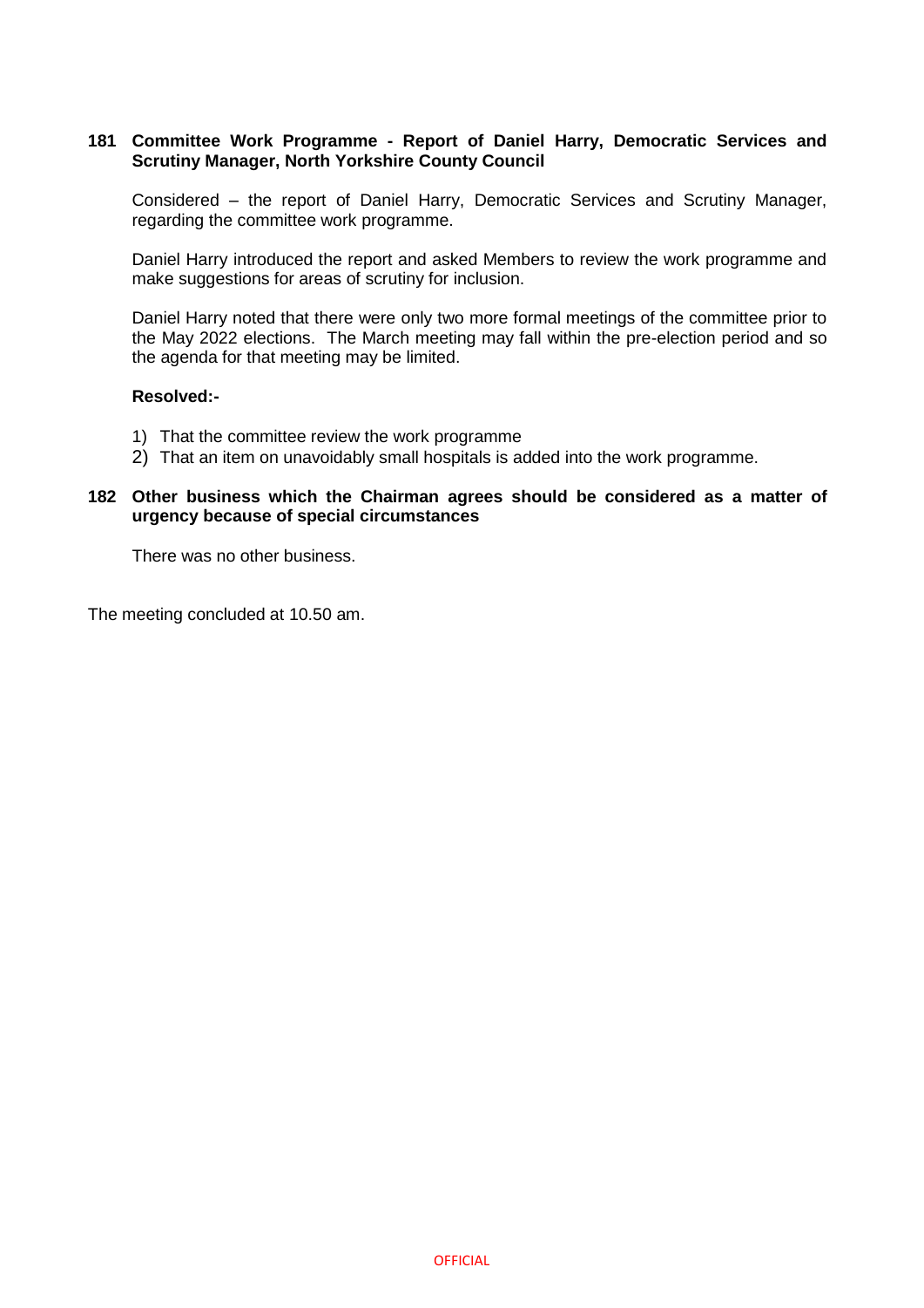**181 Committee Work Programme - Report of Daniel Harry, Democratic Services and Scrutiny Manager, North Yorkshire County Council**

Considered – the report of Daniel Harry, Democratic Services and Scrutiny Manager, regarding the committee work programme.

Daniel Harry introduced the report and asked Members to review the work programme and make suggestions for areas of scrutiny for inclusion.

Daniel Harry noted that there were only two more formal meetings of the committee prior to the May 2022 elections. The March meeting may fall within the pre-election period and so the agenda for that meeting may be limited.

**Resolved:-**

1) That the committee review the work programme
2) That an item on unavoidably small hospitals is added into the work programme.

**182 Other business which the Chairman agrees should be considered as a matter of urgency because of special circumstances**

There was no other business.

The meeting concluded at 10.50 am.